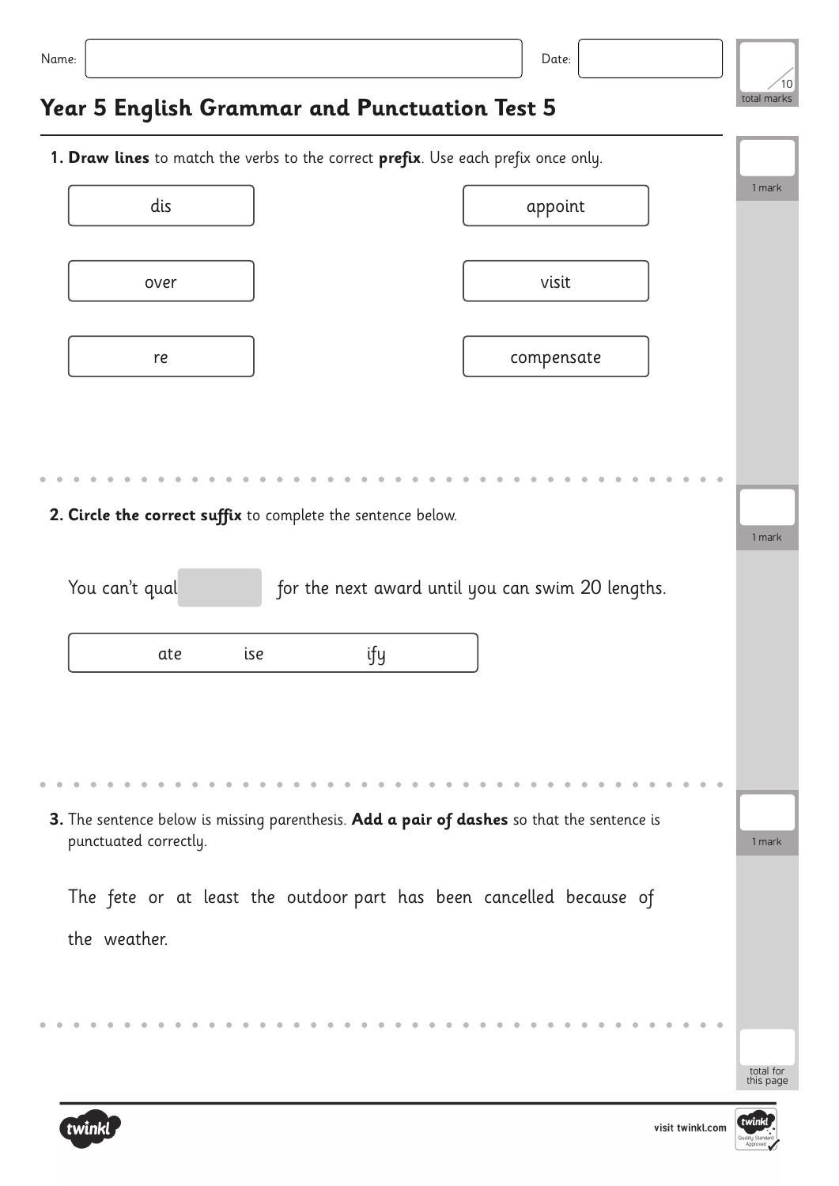Name: Date:

/10 total marks

# Year 5 English Grammar and Punctuation Test 5

**1. Draw lines** to match the verbs to the correct **prefix**. Use each prefix once only.

1 mark

| Prefix | Verb |
| --- | --- |
| dis | appoint |
| over | visit |
| re | compensate |

**2. Circle the correct suffix** to complete the sentence below.

1 mark

You can't qual ______ for the next award until you can swim 20 lengths.

ate     ise     ify

**3.** The sentence below is missing parenthesis. **Add a pair of dashes** so that the sentence is punctuated correctly.

1 mark

The fete or at least the outdoor part has been cancelled because of the weather.

total for this page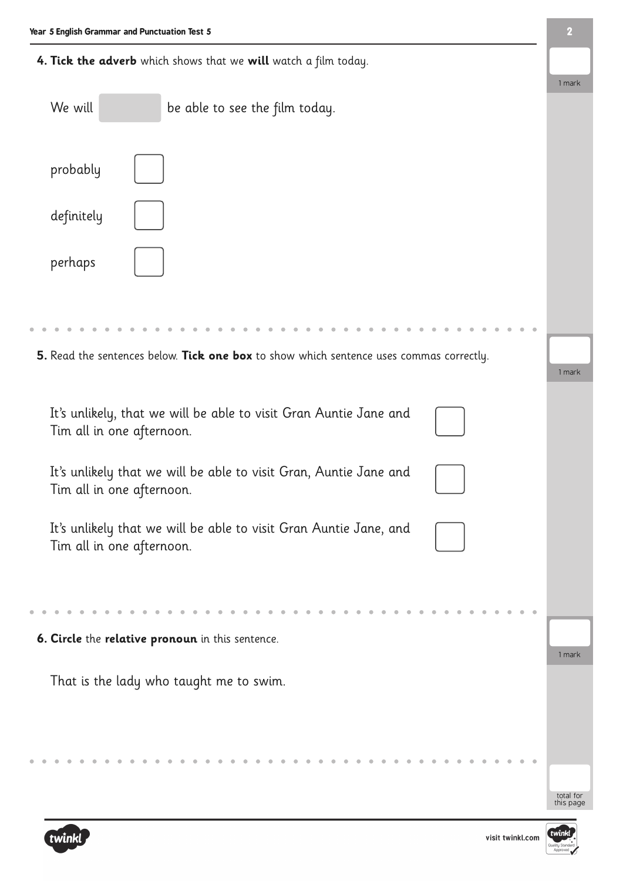**4. Tick the adverb** which shows that we **will** watch a film today.

1 mark

We will [ ] be able to see the film today.

- probably ☐
- definitely ☐
- perhaps ☐

**5.** Read the sentences below. **Tick one box** to show which sentence uses commas correctly.

1 mark

- It's unlikely, that we will be able to visit Gran Auntie Jane and Tim all in one afternoon. ☐
- It's unlikely that we will be able to visit Gran, Auntie Jane and Tim all in one afternoon. ☐
- It's unlikely that we will be able to visit Gran Auntie Jane, and Tim all in one afternoon. ☐

**6. Circle** the **relative pronoun** in this sentence.

1 mark

That is the lady who taught me to swim.

total for this page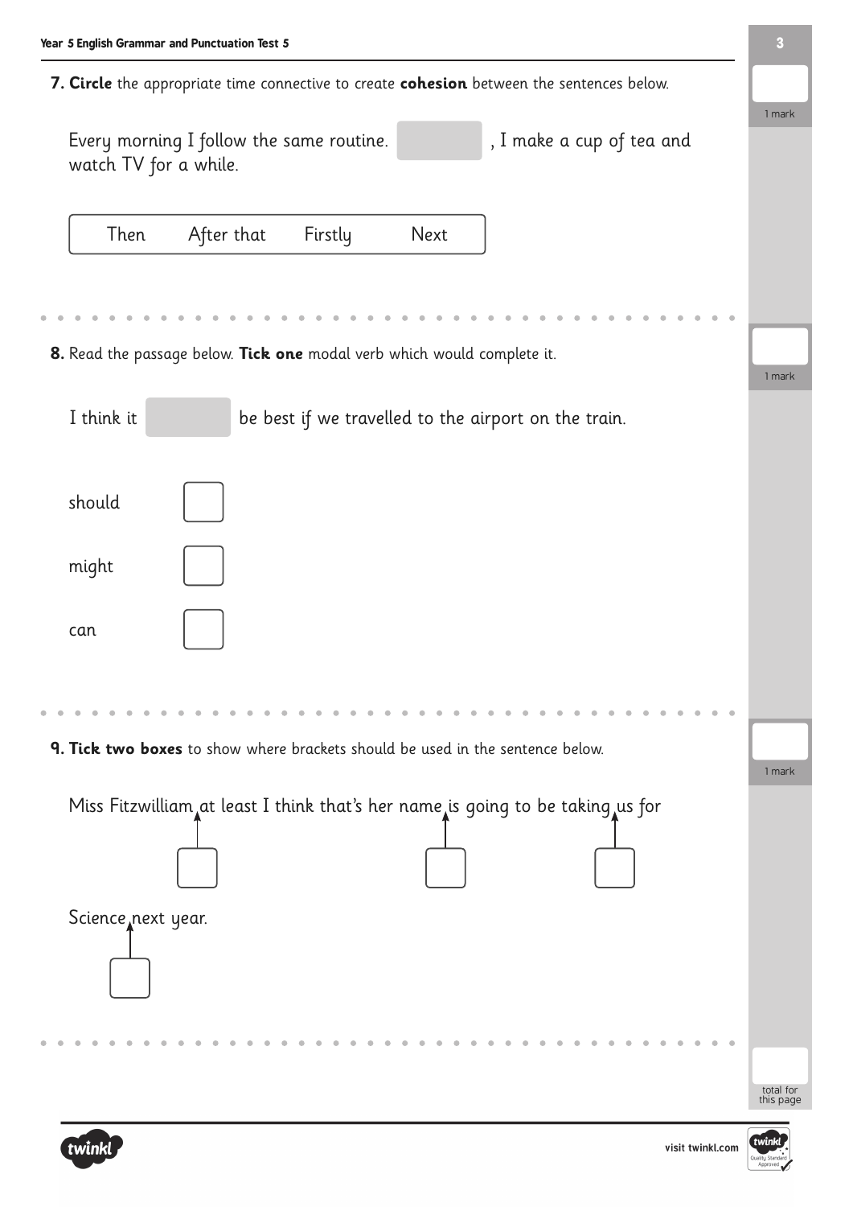**7. Circle** the appropriate time connective to create **cohesion** between the sentences below.

1 mark

Every morning I follow the same routine. ________ , I make a cup of tea and watch TV for a while.

| Then | After that | Firstly | Next |
|---|---|---|---|

**8.** Read the passage below. **Tick one** modal verb which would complete it.

1 mark

I think it ________ be best if we travelled to the airport on the train.

should ☐

might ☐

can ☐

**9. Tick two boxes** to show where brackets should be used in the sentence below.

1 mark

Miss Fitzwilliam ☐ at least I think that's her name ☐ is going to be taking ☐ us for Science ☐ next year.

total for this page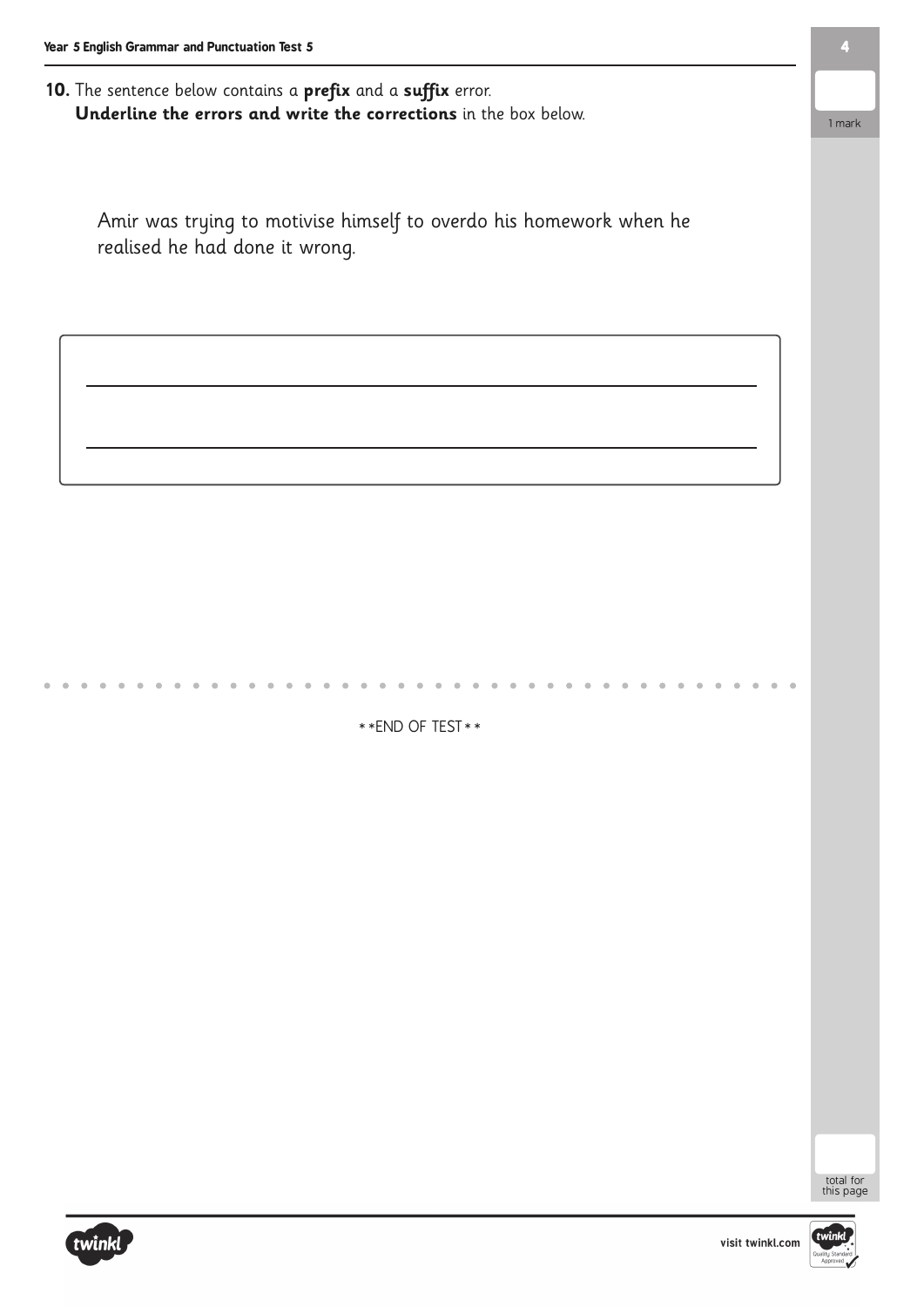**10.** The sentence below contains a **prefix** and a **suffix** error.
**Underline the errors and write the corrections** in the box below.

1 mark

Amir was trying to motivise himself to overdo his homework when he realised he had done it wrong.

______________________________________________

______________________________________________

**END OF TEST**

total for this page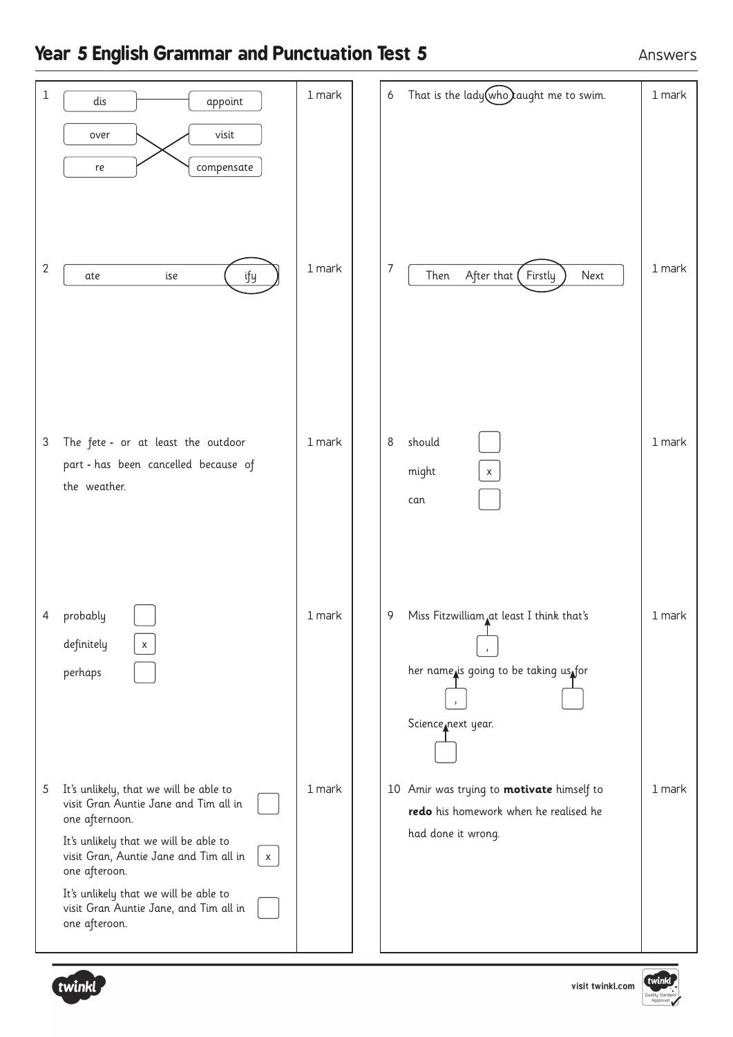# Year 5 English Grammar and Punctuation Test 5

Answers

| Question | Answer | Mark |
| --- | --- | --- |
| 1 | dis — appoint; over — compensate; re — visit | 1 mark |
| 2 | ate &nbsp; ise &nbsp; (ify) | 1 mark |
| 3 | The fete - or at least the outdoor part - has been cancelled because of the weather. | 1 mark |
| 4 | probably [ ]; definitely [x]; perhaps [ ] | 1 mark |
| 5 | It's unlikely, that we will be able to visit Gran Auntie Jane and Tim all in one afternoon. [ ]<br>It's unlikely that we will be able to visit Gran, Auntie Jane and Tim all in one afteroon. [x]<br>It's unlikely that we will be able to visit Gran Auntie Jane, and Tim all in one afteroon. [ ] | 1 mark |
| 6 | That is the lady (who) taught me to swim. | 1 mark |
| 7 | Then &nbsp; After that &nbsp; (Firstly) &nbsp; Next | 1 mark |
| 8 | should [ ]; might [x]; can [ ] | 1 mark |
| 9 | Miss Fitzwilliam [,] at least I think that's her name [,] is going to be taking us [ ] for Science [ ] next year. | 1 mark |
| 10 | Amir was trying to **motivate** himself to **redo** his homework when he realised he had done it wrong. | 1 mark |